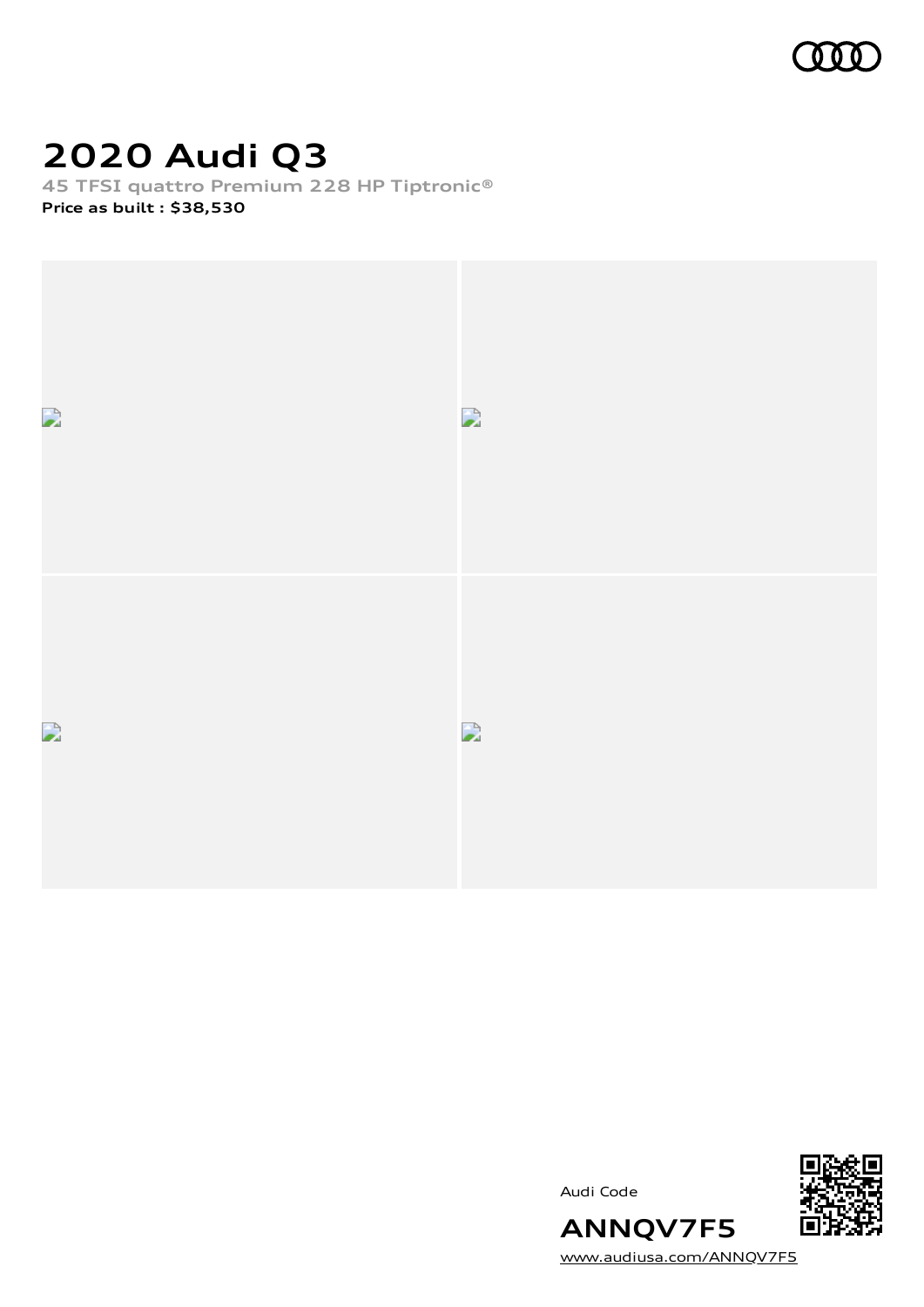# 2020 Audi Q3

**45 TFSI quattro Premium 228 HP Tiptronic®**

**Price as built : $38,530**

Audi Code

**ANNQV7F5**

[www.audiusa.com/ANNQV7F5](www.audiusa.com/ANNQV7F5)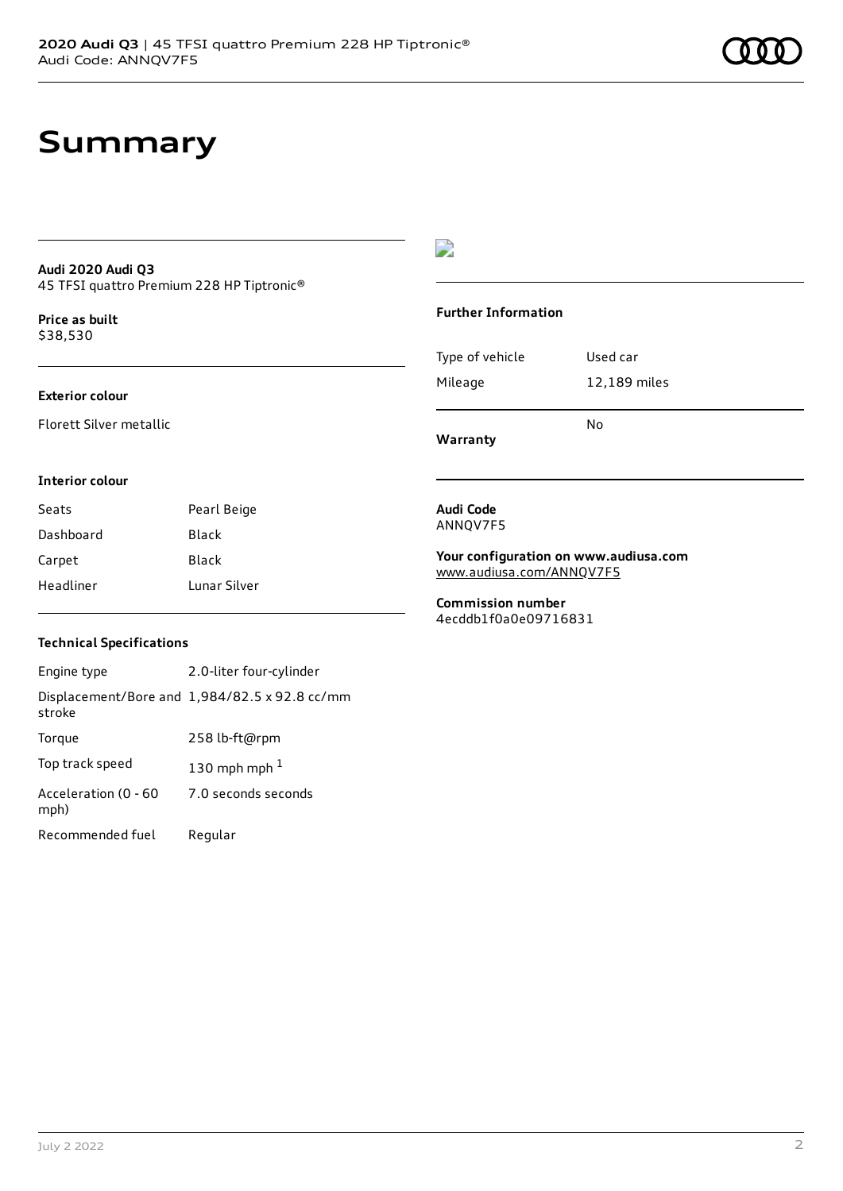# Summary

**Audi 2020 Audi Q3**
45 TFSI quattro Premium 228 HP Tiptronic®

**Price as built**
$38,530

**Exterior colour**

Florett Silver metallic

**Interior colour**

| Seats | Pearl Beige |
| --- | --- |
| Dashboard | Black |
| Carpet | Black |
| Headliner | Lunar Silver |

**Technical Specifications**

| Engine type | 2.0-liter four-cylinder |
| --- | --- |
| Displacement/Bore and stroke | 1,984/82.5 x 92.8 cc/mm |
| Torque | 258 lb-ft@rpm |
| Top track speed | 130 mph mph [1] |
| Acceleration (0 - 60 mph) | 7.0 seconds seconds |
| Recommended fuel | Regular |

**Further Information**

| Type of vehicle | Used car |
| --- | --- |
| Mileage | 12,189 miles |
| **Warranty** | No |

**Audi Code**
ANNQV7F5

**Your configuration on www.audiusa.com**
www.audiusa.com/ANNQV7F5

**Commission number**
4ecddb1f0a0e09716831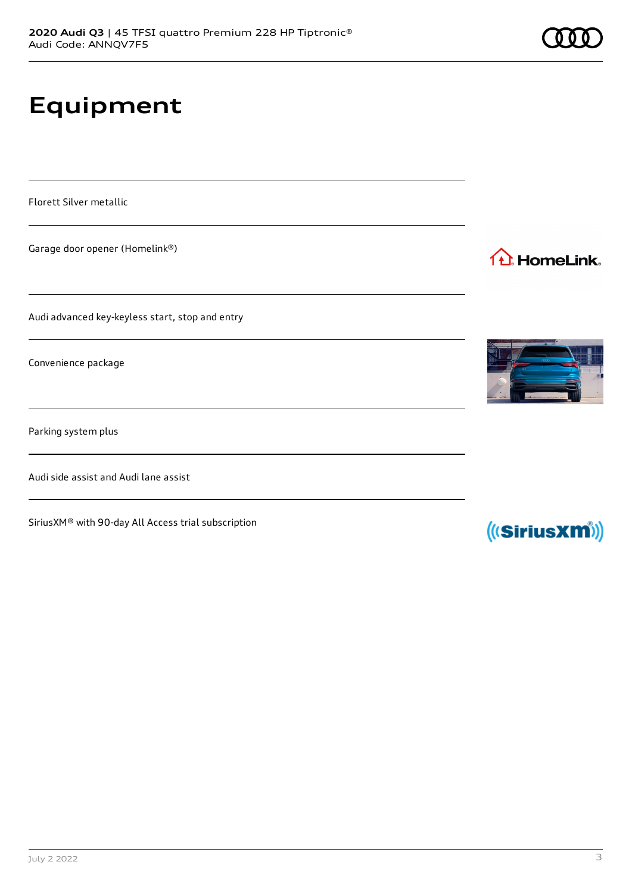# Equipment

Florett Silver metallic

Garage door opener (Homelink®)

Audi advanced key-keyless start, stop and entry

Convenience package

Parking system plus

Audi side assist and Audi lane assist

SiriusXM® with 90-day All Access trial subscription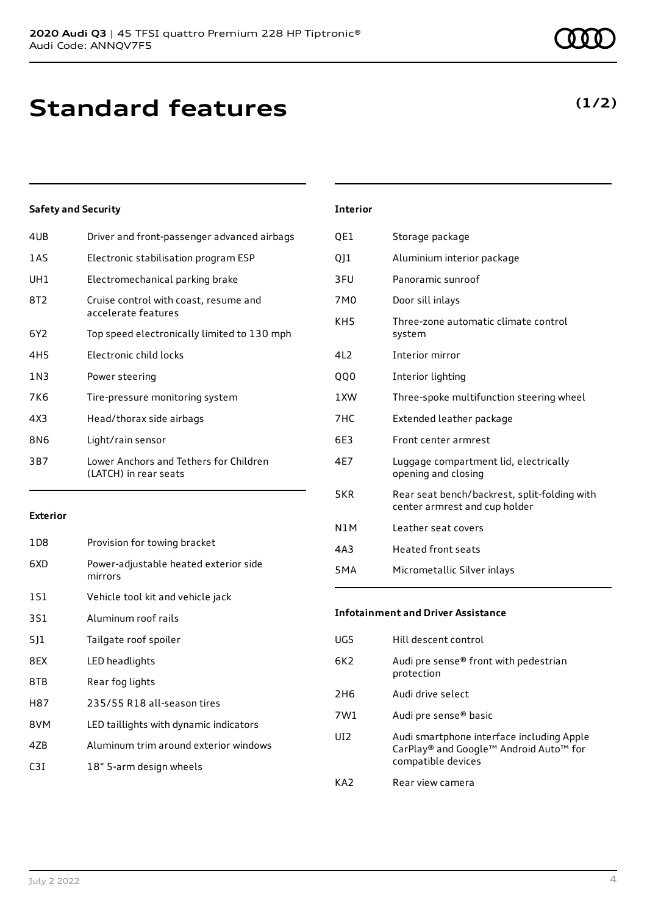# Standard features

**(1/2)**

### Safety and Security

| | |
|---|---|
| 4UB | Driver and front-passenger advanced airbags |
| 1AS | Electronic stabilisation program ESP |
| UH1 | Electromechanical parking brake |
| 8T2 | Cruise control with coast, resume and accelerate features |
| 6Y2 | Top speed electronically limited to 130 mph |
| 4H5 | Electronic child locks |
| 1N3 | Power steering |
| 7K6 | Tire-pressure monitoring system |
| 4X3 | Head/thorax side airbags |
| 8N6 | Light/rain sensor |
| 3B7 | Lower Anchors and Tethers for Children (LATCH) in rear seats |

### Exterior

| | |
|---|---|
| 1D8 | Provision for towing bracket |
| 6XD | Power-adjustable heated exterior side mirrors |
| 1S1 | Vehicle tool kit and vehicle jack |
| 3S1 | Aluminum roof rails |
| 5J1 | Tailgate roof spoiler |
| 8EX | LED headlights |
| 8TB | Rear fog lights |
| H87 | 235/55 R18 all-season tires |
| 8VM | LED taillights with dynamic indicators |
| 4ZB | Aluminum trim around exterior windows |
| C3I | 18" 5-arm design wheels |

### Interior

| | |
|---|---|
| QE1 | Storage package |
| QJ1 | Aluminium interior package |
| 3FU | Panoramic sunroof |
| 7M0 | Door sill inlays |
| KH5 | Three-zone automatic climate control system |
| 4L2 | Interior mirror |
| QQ0 | Interior lighting |
| 1XW | Three-spoke multifunction steering wheel |
| 7HC | Extended leather package |
| 6E3 | Front center armrest |
| 4E7 | Luggage compartment lid, electrically opening and closing |
| 5KR | Rear seat bench/backrest, split-folding with center armrest and cup holder |
| N1M | Leather seat covers |
| 4A3 | Heated front seats |
| 5MA | Micrometallic Silver inlays |

### Infotainment and Driver Assistance

| | |
|---|---|
| UG5 | Hill descent control |
| 6K2 | Audi pre sense® front with pedestrian protection |
| 2H6 | Audi drive select |
| 7W1 | Audi pre sense® basic |
| UI2 | Audi smartphone interface including Apple CarPlay® and Google™ Android Auto™ for compatible devices |
| KA2 | Rear view camera |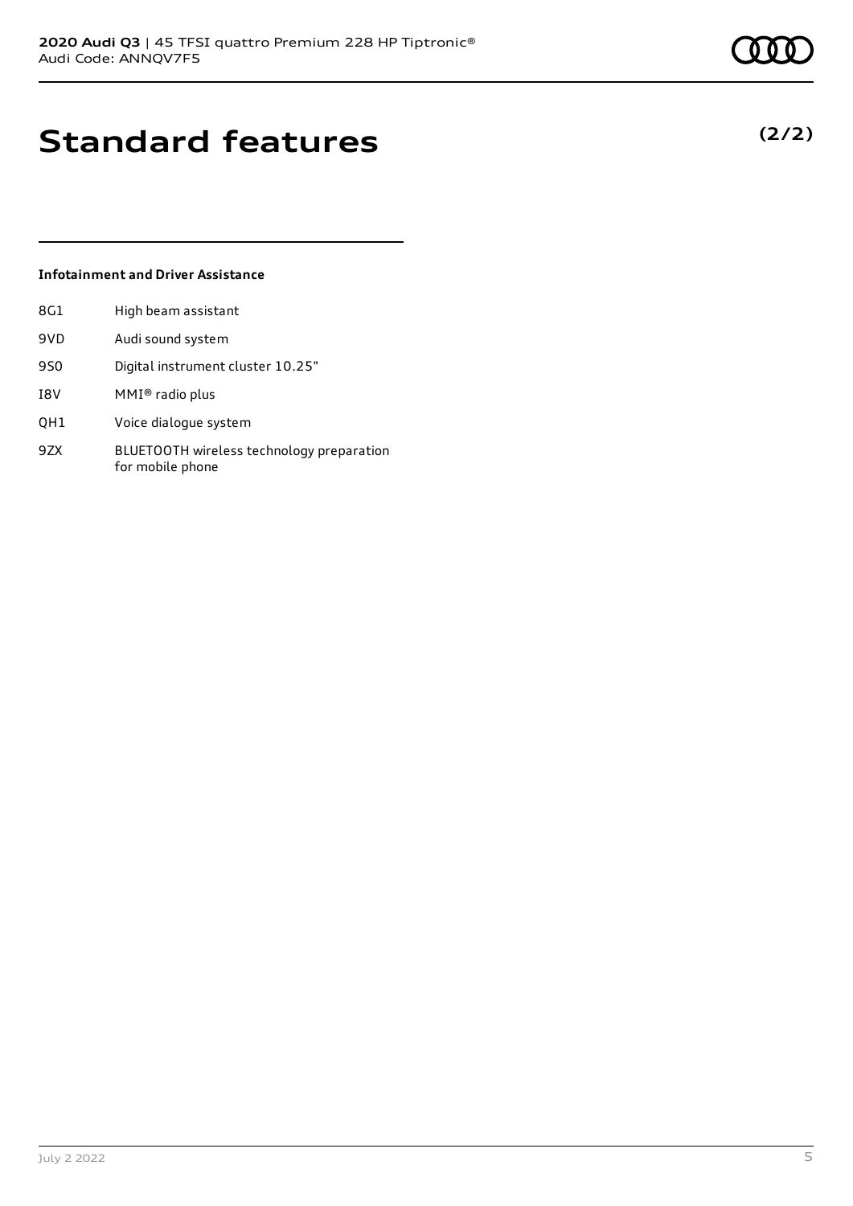# Standard features

**(2/2)**

### Infotainment and Driver Assistance

| | |
|---|---|
| 8G1 | High beam assistant |
| 9VD | Audi sound system |
| 9S0 | Digital instrument cluster 10.25" |
| I8V | MMI® radio plus |
| QH1 | Voice dialogue system |
| 9ZX | BLUETOOTH wireless technology preparation for mobile phone |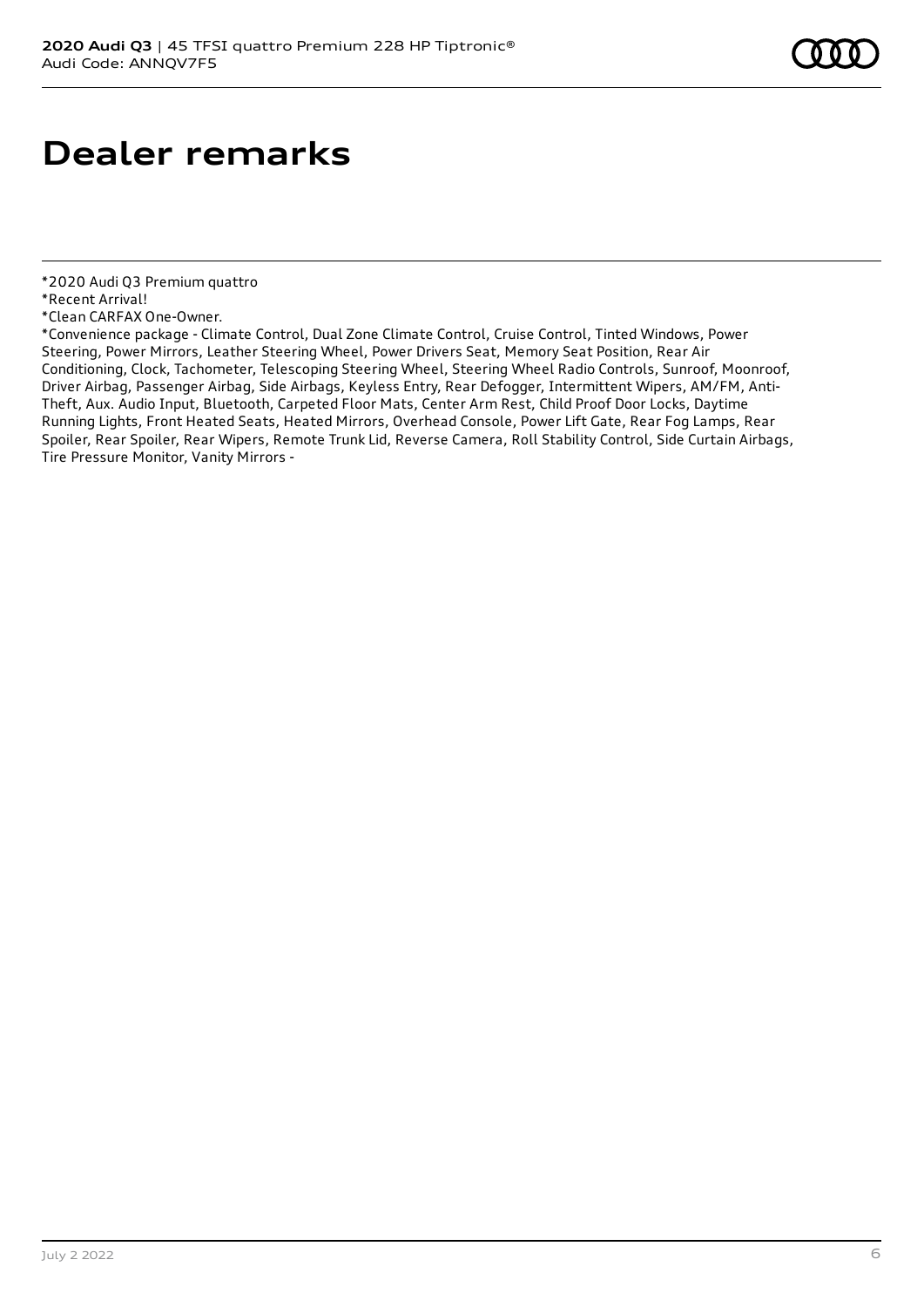# Dealer remarks

*2020 Audi Q3 Premium quattro
*Recent Arrival!
*Clean CARFAX One-Owner.
*Convenience package - Climate Control, Dual Zone Climate Control, Cruise Control, Tinted Windows, Power Steering, Power Mirrors, Leather Steering Wheel, Power Drivers Seat, Memory Seat Position, Rear Air Conditioning, Clock, Tachometer, Telescoping Steering Wheel, Steering Wheel Radio Controls, Sunroof, Moonroof, Driver Airbag, Passenger Airbag, Side Airbags, Keyless Entry, Rear Defogger, Intermittent Wipers, AM/FM, Anti-Theft, Aux. Audio Input, Bluetooth, Carpeted Floor Mats, Center Arm Rest, Child Proof Door Locks, Daytime Running Lights, Front Heated Seats, Heated Mirrors, Overhead Console, Power Lift Gate, Rear Fog Lamps, Rear Spoiler, Rear Spoiler, Rear Wipers, Remote Trunk Lid, Reverse Camera, Roll Stability Control, Side Curtain Airbags, Tire Pressure Monitor, Vanity Mirrors -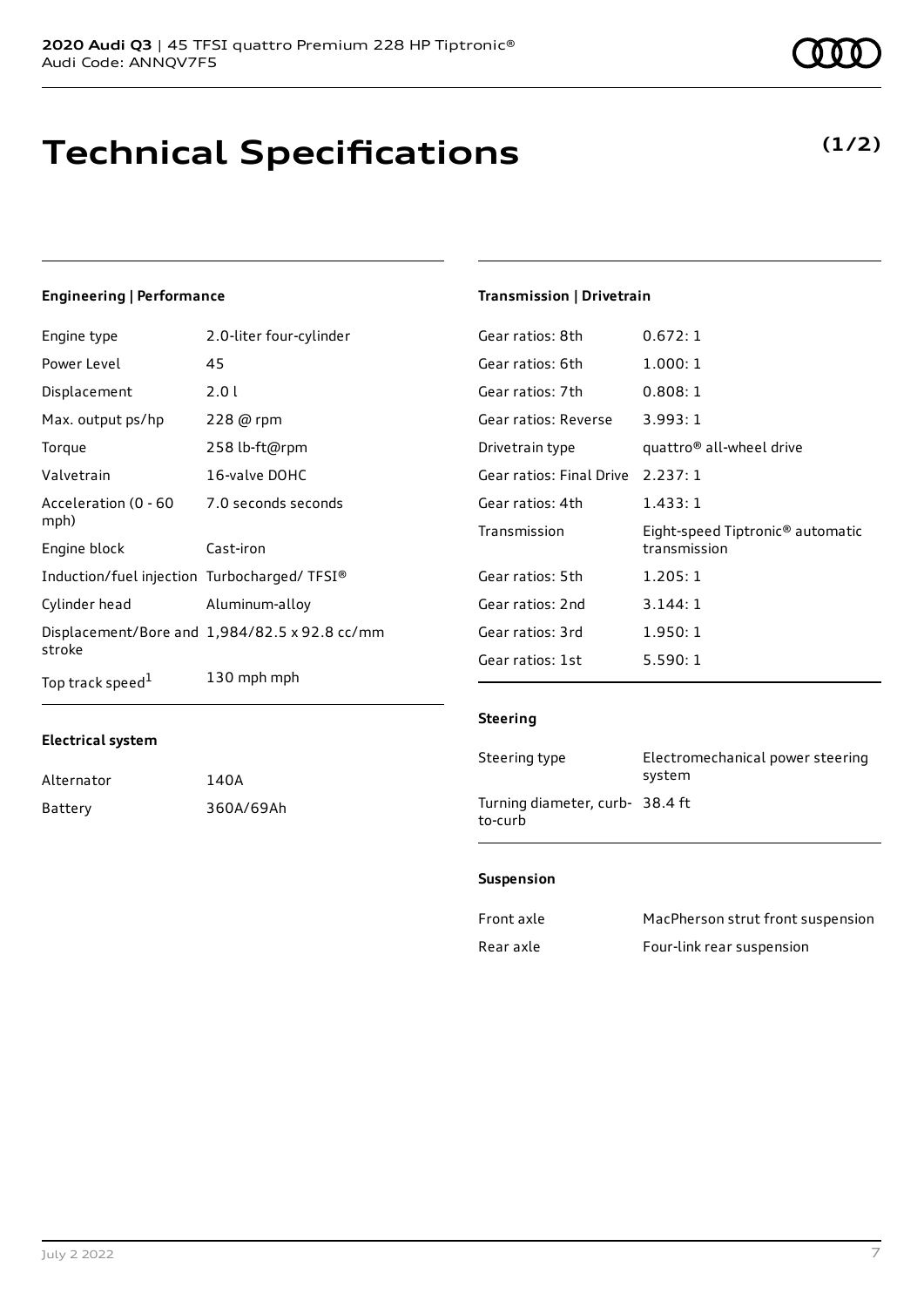# Technical Specifications

**(1/2)**

### Engineering | Performance

| | |
|---|---|
| Engine type | 2.0-liter four-cylinder |
| Power Level | 45 |
| Displacement | 2.0 l |
| Max. output ps/hp | 228 @ rpm |
| Torque | 258 lb-ft@rpm |
| Valvetrain | 16-valve DOHC |
| Acceleration (0 - 60 mph) | 7.0 seconds seconds |
| Engine block | Cast-iron |
| Induction/fuel injection | Turbocharged/ TFSI® |
| Cylinder head | Aluminum-alloy |
| Displacement/Bore and stroke | 1,984/82.5 x 92.8 cc/mm |
| Top track speed[1] | 130 mph mph |

### Electrical system

| | |
|---|---|
| Alternator | 140A |
| Battery | 360A/69Ah |

### Transmission | Drivetrain

| | |
|---|---|
| Gear ratios: 8th | 0.672: 1 |
| Gear ratios: 6th | 1.000: 1 |
| Gear ratios: 7th | 0.808: 1 |
| Gear ratios: Reverse | 3.993: 1 |
| Drivetrain type | quattro® all-wheel drive |
| Gear ratios: Final Drive | 2.237: 1 |
| Gear ratios: 4th | 1.433: 1 |
| Transmission | Eight-speed Tiptronic® automatic transmission |
| Gear ratios: 5th | 1.205: 1 |
| Gear ratios: 2nd | 3.144: 1 |
| Gear ratios: 3rd | 1.950: 1 |
| Gear ratios: 1st | 5.590: 1 |

### Steering

| | |
|---|---|
| Steering type | Electromechanical power steering system |
| Turning diameter, curb-to-curb | 38.4 ft |

### Suspension

| | |
|---|---|
| Front axle | MacPherson strut front suspension |
| Rear axle | Four-link rear suspension |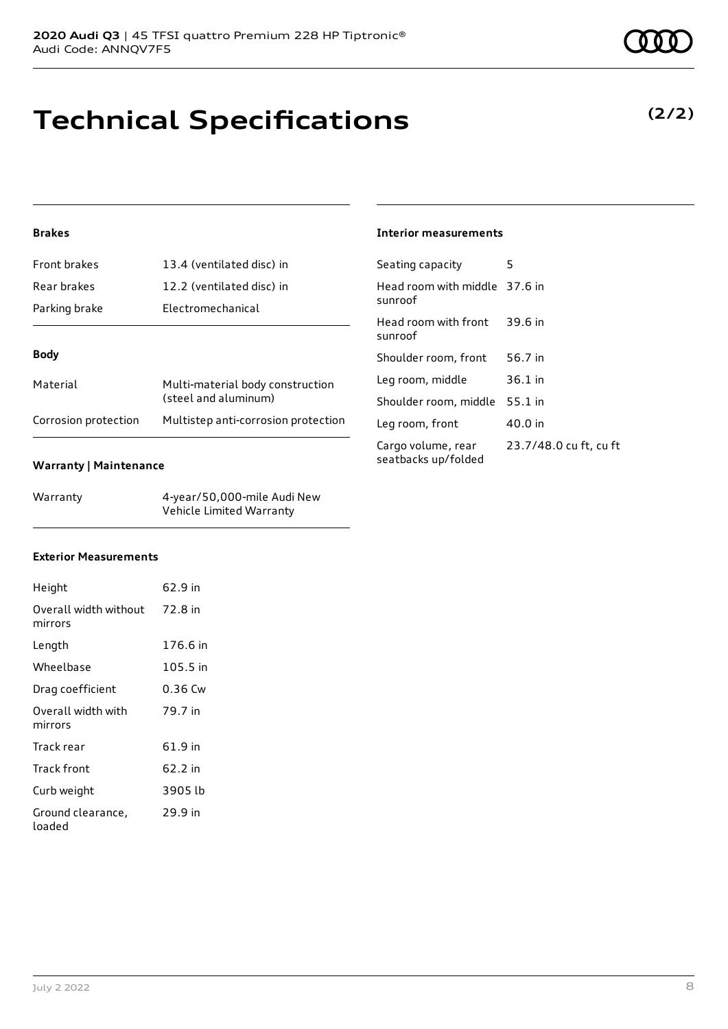# Technical Specifications

**(2/2)**

### Brakes

| | |
|---|---|
| Front brakes | 13.4 (ventilated disc) in |
| Rear brakes | 12.2 (ventilated disc) in |
| Parking brake | Electromechanical |

### Body

| | |
|---|---|
| Material | Multi-material body construction (steel and aluminum) |
| Corrosion protection | Multistep anti-corrosion protection |

### Warranty | Maintenance

| | |
|---|---|
| Warranty | 4-year/50,000-mile Audi New Vehicle Limited Warranty |

### Exterior Measurements

| | |
|---|---|
| Height | 62.9 in |
| Overall width without mirrors | 72.8 in |
| Length | 176.6 in |
| Wheelbase | 105.5 in |
| Drag coefficient | 0.36 Cw |
| Overall width with mirrors | 79.7 in |
| Track rear | 61.9 in |
| Track front | 62.2 in |
| Curb weight | 3905 lb |
| Ground clearance, loaded | 29.9 in |

### Interior measurements

| | |
|---|---|
| Seating capacity | 5 |
| Head room with middle sunroof | 37.6 in |
| Head room with front sunroof | 39.6 in |
| Shoulder room, front | 56.7 in |
| Leg room, middle | 36.1 in |
| Shoulder room, middle | 55.1 in |
| Leg room, front | 40.0 in |
| Cargo volume, rear seatbacks up/folded | 23.7/48.0 cu ft, cu ft |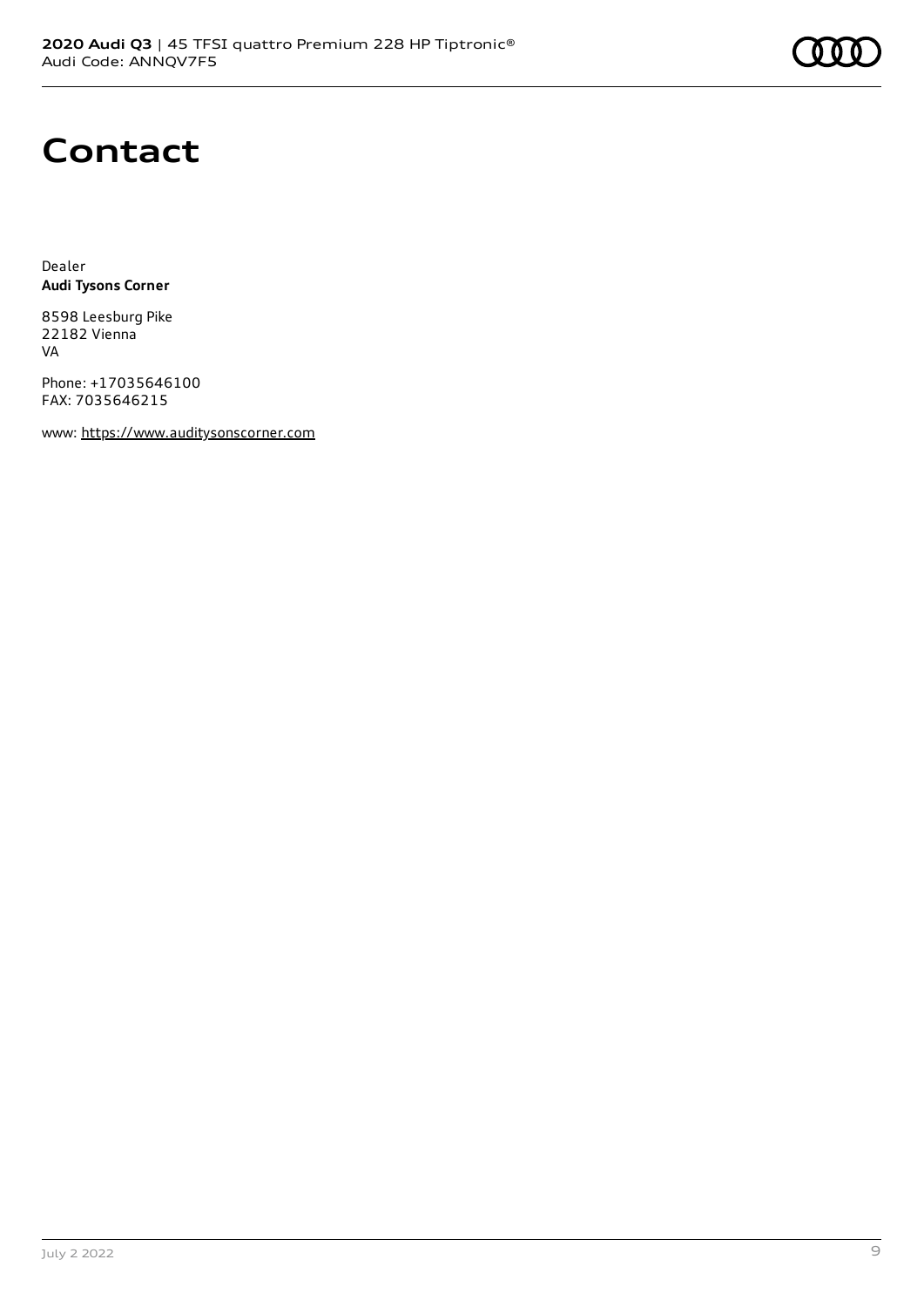# Contact

Dealer
**Audi Tysons Corner**

8598 Leesburg Pike
22182 Vienna
VA

Phone: +17035646100
FAX: 7035646215

www: https://www.auditysonscorner.com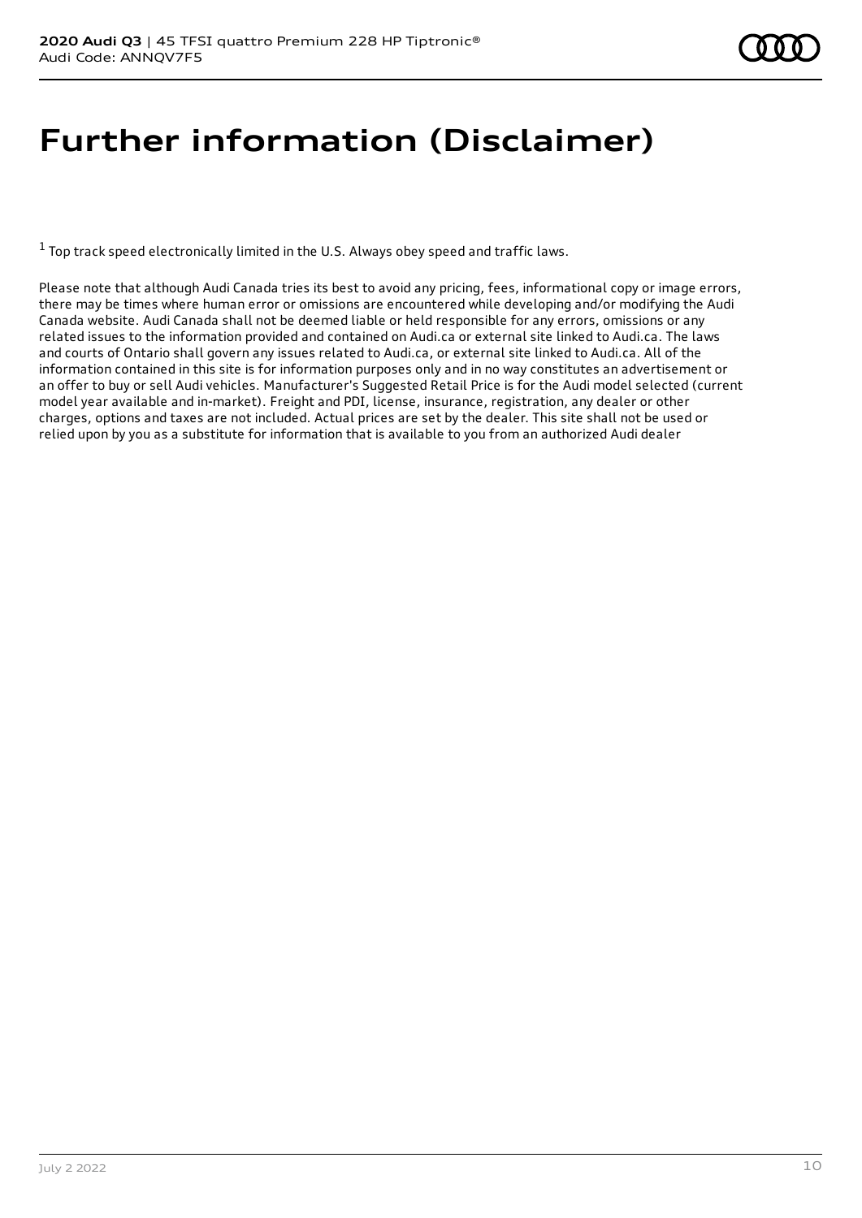# Further information (Disclaimer)

[1] Top track speed electronically limited in the U.S. Always obey speed and traffic laws.

Please note that although Audi Canada tries its best to avoid any pricing, fees, informational copy or image errors, there may be times where human error or omissions are encountered while developing and/or modifying the Audi Canada website. Audi Canada shall not be deemed liable or held responsible for any errors, omissions or any related issues to the information provided and contained on Audi.ca or external site linked to Audi.ca. The laws and courts of Ontario shall govern any issues related to Audi.ca, or external site linked to Audi.ca. All of the information contained in this site is for information purposes only and in no way constitutes an advertisement or an offer to buy or sell Audi vehicles. Manufacturer's Suggested Retail Price is for the Audi model selected (current model year available and in-market). Freight and PDI, license, insurance, registration, any dealer or other charges, options and taxes are not included. Actual prices are set by the dealer. This site shall not be used or relied upon by you as a substitute for information that is available to you from an authorized Audi dealer